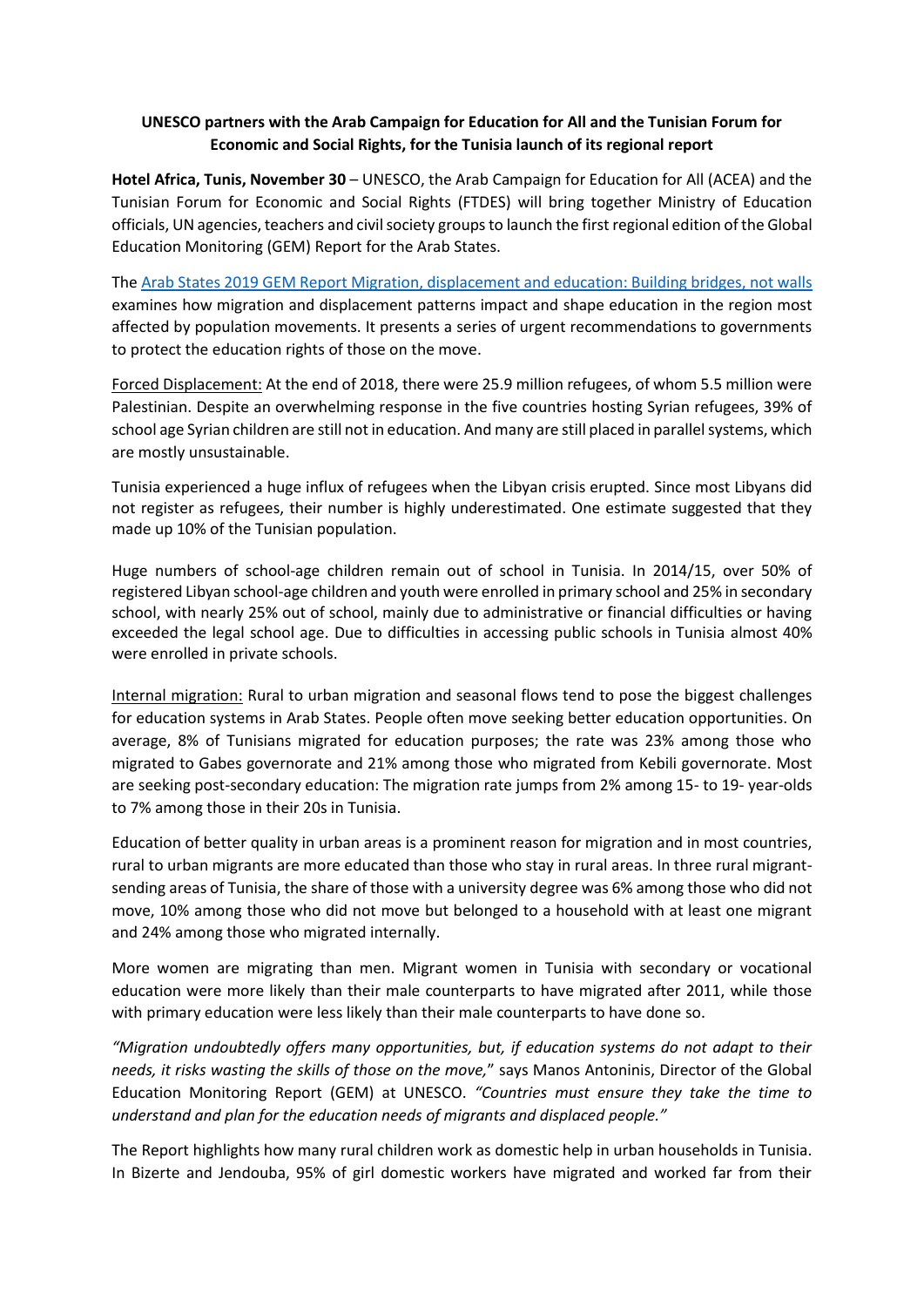**UNESCO partners with the Arab Campaign for Education for All and the Tunisian Forum for Economic and Social Rights, for the Tunisia launch of its regional report**

**Hotel Africa, Tunis, November 30** – UNESCO, the Arab Campaign for Education for All (ACEA) and the Tunisian Forum for Economic and Social Rights (FTDES) will bring together Ministry of Education officials, UN agencies, teachers and civil society groups to launch the first regional edition of the Global Education Monitoring (GEM) Report for the Arab States.

The Arab States 2019 GEM Report Migration, displacement and education: Building bridges, not walls examines how migration and displacement patterns impact and shape education in the region most affected by population movements. It presents a series of urgent recommendations to governments to protect the education rights of those on the move.

Forced Displacement: At the end of 2018, there were 25.9 million refugees, of whom 5.5 million were Palestinian. Despite an overwhelming response in the five countries hosting Syrian refugees, 39% of school age Syrian children are still not in education. And many are still placed in parallel systems, which are mostly unsustainable.

Tunisia experienced a huge influx of refugees when the Libyan crisis erupted. Since most Libyans did not register as refugees, their number is highly underestimated. One estimate suggested that they made up 10% of the Tunisian population.

Huge numbers of school-age children remain out of school in Tunisia. In 2014/15, over 50% of registered Libyan school-age children and youth were enrolled in primary school and 25% in secondary school, with nearly 25% out of school, mainly due to administrative or financial difficulties or having exceeded the legal school age. Due to difficulties in accessing public schools in Tunisia almost 40% were enrolled in private schools.

Internal migration: Rural to urban migration and seasonal flows tend to pose the biggest challenges for education systems in Arab States. People often move seeking better education opportunities. On average, 8% of Tunisians migrated for education purposes; the rate was 23% among those who migrated to Gabes governorate and 21% among those who migrated from Kebili governorate. Most are seeking post-secondary education: The migration rate jumps from 2% among 15- to 19- year-olds to 7% among those in their 20s in Tunisia.

Education of better quality in urban areas is a prominent reason for migration and in most countries, rural to urban migrants are more educated than those who stay in rural areas. In three rural migrant-sending areas of Tunisia, the share of those with a university degree was 6% among those who did not move, 10% among those who did not move but belonged to a household with at least one migrant and 24% among those who migrated internally.

More women are migrating than men. Migrant women in Tunisia with secondary or vocational education were more likely than their male counterparts to have migrated after 2011, while those with primary education were less likely than their male counterparts to have done so.

*"Migration undoubtedly offers many opportunities, but, if education systems do not adapt to their needs, it risks wasting the skills of those on the move,"* says Manos Antoninis, Director of the Global Education Monitoring Report (GEM) at UNESCO. *"Countries must ensure they take the time to understand and plan for the education needs of migrants and displaced people."*

The Report highlights how many rural children work as domestic help in urban households in Tunisia. In Bizerte and Jendouba, 95% of girl domestic workers have migrated and worked far from their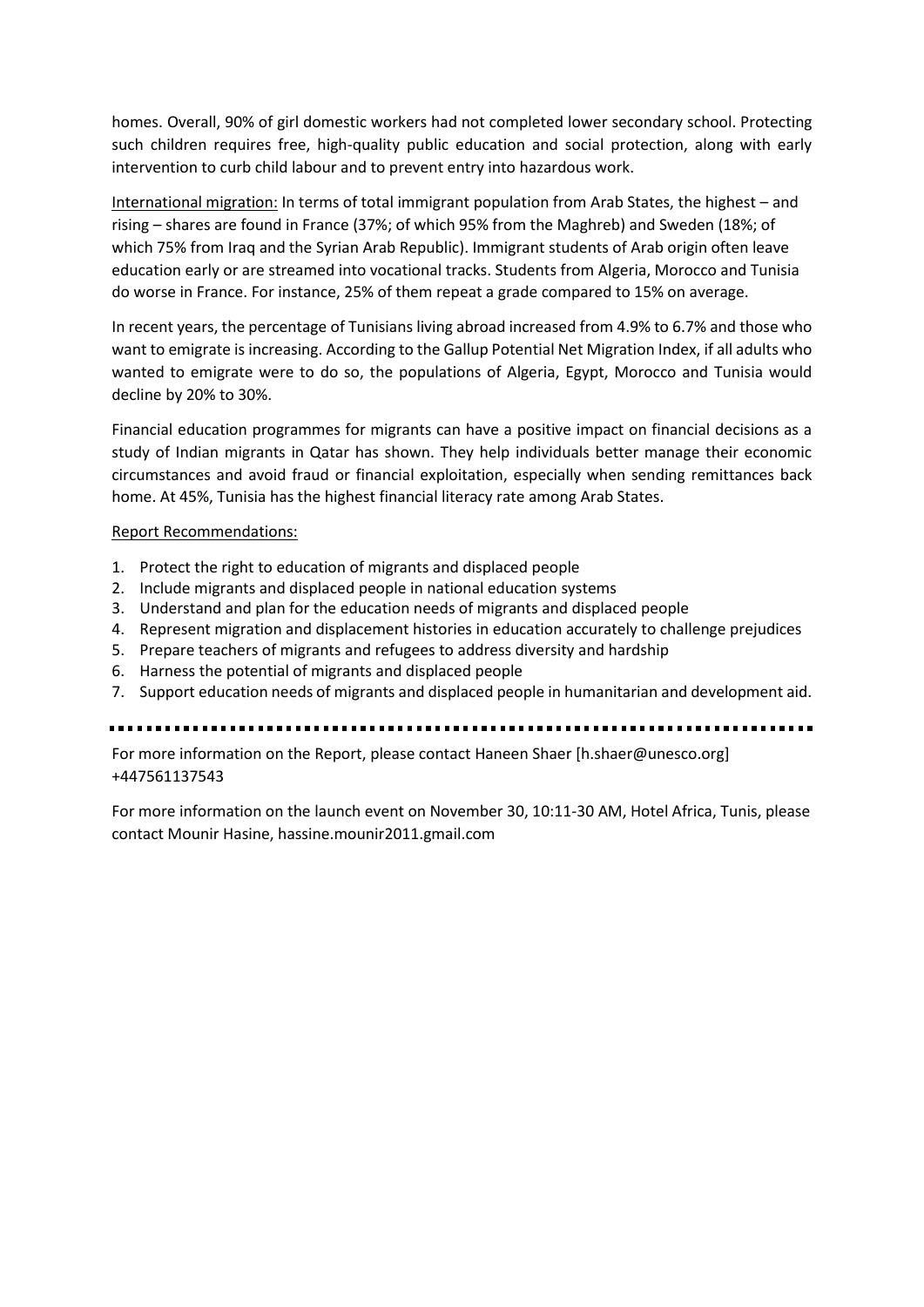homes. Overall, 90% of girl domestic workers had not completed lower secondary school. Protecting such children requires free, high-quality public education and social protection, along with early intervention to curb child labour and to prevent entry into hazardous work.

International migration: In terms of total immigrant population from Arab States, the highest – and rising – shares are found in France (37%; of which 95% from the Maghreb) and Sweden (18%; of which 75% from Iraq and the Syrian Arab Republic). Immigrant students of Arab origin often leave education early or are streamed into vocational tracks. Students from Algeria, Morocco and Tunisia do worse in France. For instance, 25% of them repeat a grade compared to 15% on average.

In recent years, the percentage of Tunisians living abroad increased from 4.9% to 6.7% and those who want to emigrate is increasing. According to the Gallup Potential Net Migration Index, if all adults who wanted to emigrate were to do so, the populations of Algeria, Egypt, Morocco and Tunisia would decline by 20% to 30%.

Financial education programmes for migrants can have a positive impact on financial decisions as a study of Indian migrants in Qatar has shown. They help individuals better manage their economic circumstances and avoid fraud or financial exploitation, especially when sending remittances back home. At 45%, Tunisia has the highest financial literacy rate among Arab States.

Report Recommendations:

1. Protect the right to education of migrants and displaced people
2. Include migrants and displaced people in national education systems
3. Understand and plan for the education needs of migrants and displaced people
4. Represent migration and displacement histories in education accurately to challenge prejudices
5. Prepare teachers of migrants and refugees to address diversity and hardship
6. Harness the potential of migrants and displaced people
7. Support education needs of migrants and displaced people in humanitarian and development aid.

---

For more information on the Report, please contact Haneen Shaer [h.shaer@unesco.org] +447561137543

For more information on the launch event on November 30, 10:11-30 AM, Hotel Africa, Tunis, please contact Mounir Hasine, hassine.mounir2011.gmail.com